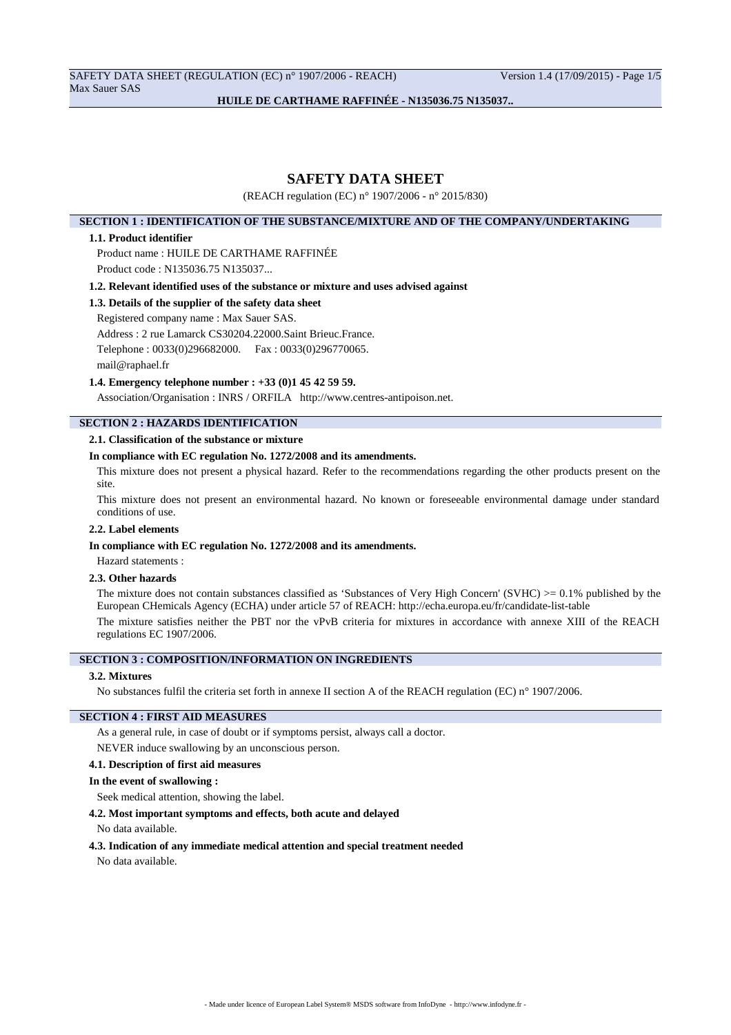# SAFETY DATA SHEET

(REACH regulation (EC) n° 1907/2006 - n° 2015/830)

## SECTION 1 : IDENTIFICATION OF THE SUBSTANCE/MIXTURE AND OF THE COMPANY/UNDERTAKING

### 1.1. Product identifier

Product name : HUILE DE CARTHAME RAFFINÉE

Product code : N135036.75 N135037...

### 1.2. Relevant identified uses of the substance or mixture and uses advised against

### 1.3. Details of the supplier of the safety data sheet

Registered company name : Max Sauer SAS.

Address : 2 rue Lamarck CS30204.22000.Saint Brieuc.France.

Telephone : 0033(0)296682000. Fax : 0033(0)296770065.

mail@raphael.fr

### 1.4. Emergency telephone number : +33 (0)1 45 42 59 59.

Association/Organisation : INRS / ORFILA http://www.centres-antipoison.net.

## SECTION 2 : HAZARDS IDENTIFICATION

### 2.1. Classification of the substance or mixture

**In compliance with EC regulation No. 1272/2008 and its amendments.**

This mixture does not present a physical hazard. Refer to the recommendations regarding the other products present on the site.

This mixture does not present an environmental hazard. No known or foreseeable environmental damage under standard conditions of use.

### 2.2. Label elements

**In compliance with EC regulation No. 1272/2008 and its amendments.**

Hazard statements :

### 2.3. Other hazards

The mixture does not contain substances classified as 'Substances of Very High Concern' (SVHC) >= 0.1% published by the European CHemicals Agency (ECHA) under article 57 of REACH: http://echa.europa.eu/fr/candidate-list-table

The mixture satisfies neither the PBT nor the vPvB criteria for mixtures in accordance with annexe XIII of the REACH regulations EC 1907/2006.

## SECTION 3 : COMPOSITION/INFORMATION ON INGREDIENTS

### 3.2. Mixtures

No substances fulfil the criteria set forth in annexe II section A of the REACH regulation (EC) n° 1907/2006.

## SECTION 4 : FIRST AID MEASURES

As a general rule, in case of doubt or if symptoms persist, always call a doctor.

NEVER induce swallowing by an unconscious person.

### 4.1. Description of first aid measures

**In the event of swallowing :**

Seek medical attention, showing the label.

### 4.2. Most important symptoms and effects, both acute and delayed

No data available.

### 4.3. Indication of any immediate medical attention and special treatment needed

No data available.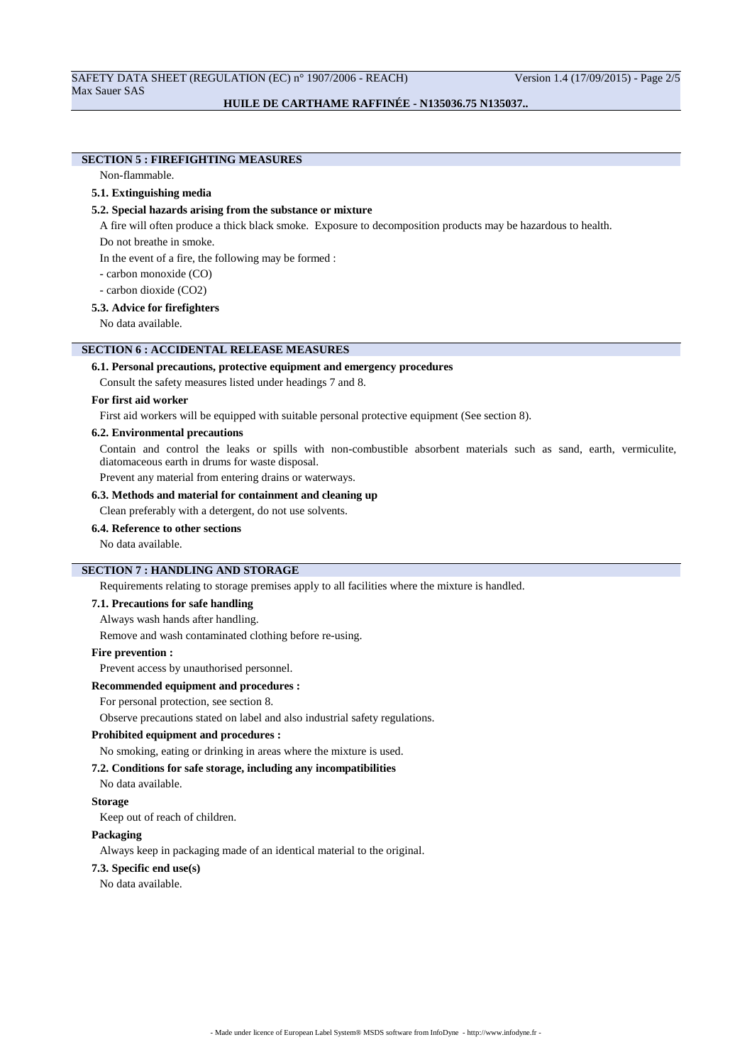## SECTION 5 : FIREFIGHTING MEASURES

Non-flammable.

### 5.1. Extinguishing media

### 5.2. Special hazards arising from the substance or mixture

A fire will often produce a thick black smoke. Exposure to decomposition products may be hazardous to health.

Do not breathe in smoke.

In the event of a fire, the following may be formed :

- carbon monoxide (CO)
- carbon dioxide ($CO_2$)

### 5.3. Advice for firefighters

No data available.

## SECTION 6 : ACCIDENTAL RELEASE MEASURES

### 6.1. Personal precautions, protective equipment and emergency procedures

Consult the safety measures listed under headings 7 and 8.

**For first aid worker**

First aid workers will be equipped with suitable personal protective equipment (See section 8).

### 6.2. Environmental precautions

Contain and control the leaks or spills with non-combustible absorbent materials such as sand, earth, vermiculite, diatomaceous earth in drums for waste disposal.

Prevent any material from entering drains or waterways.

### 6.3. Methods and material for containment and cleaning up

Clean preferably with a detergent, do not use solvents.

### 6.4. Reference to other sections

No data available.

## SECTION 7 : HANDLING AND STORAGE

Requirements relating to storage premises apply to all facilities where the mixture is handled.

### 7.1. Precautions for safe handling

Always wash hands after handling.

Remove and wash contaminated clothing before re-using.

**Fire prevention :**

Prevent access by unauthorised personnel.

**Recommended equipment and procedures :**

For personal protection, see section 8.

Observe precautions stated on label and also industrial safety regulations.

**Prohibited equipment and procedures :**

No smoking, eating or drinking in areas where the mixture is used.

### 7.2. Conditions for safe storage, including any incompatibilities

No data available.

**Storage**

Keep out of reach of children.

**Packaging**

Always keep in packaging made of an identical material to the original.

### 7.3. Specific end use(s)

No data available.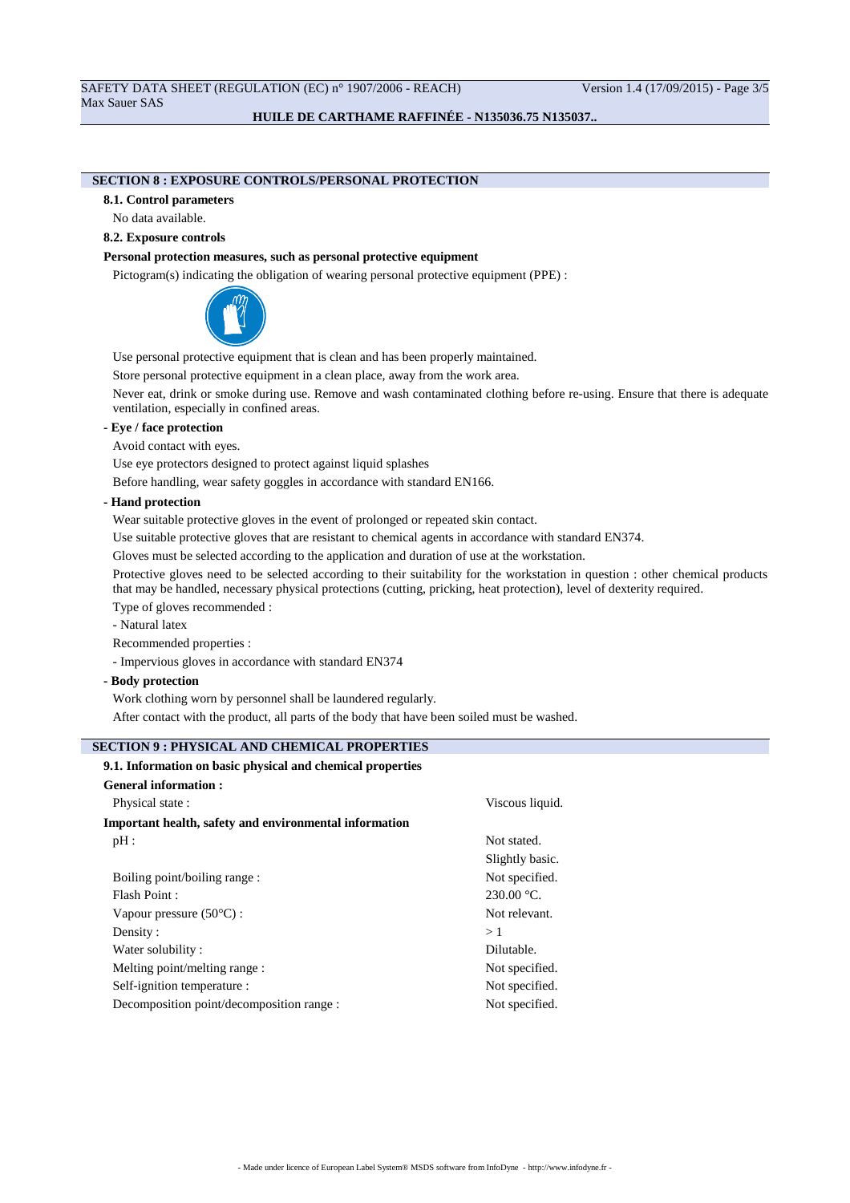## SECTION 8 : EXPOSURE CONTROLS/PERSONAL PROTECTION

### 8.1. Control parameters

No data available.

### 8.2. Exposure controls

**Personal protection measures, such as personal protective equipment**

Pictogram(s) indicating the obligation of wearing personal protective equipment (PPE) :

Use personal protective equipment that is clean and has been properly maintained.

Store personal protective equipment in a clean place, away from the work area.

Never eat, drink or smoke during use. Remove and wash contaminated clothing before re-using. Ensure that there is adequate ventilation, especially in confined areas.

**- Eye / face protection**

Avoid contact with eyes.

Use eye protectors designed to protect against liquid splashes

Before handling, wear safety goggles in accordance with standard EN166.

**- Hand protection**

Wear suitable protective gloves in the event of prolonged or repeated skin contact.

Use suitable protective gloves that are resistant to chemical agents in accordance with standard EN374.

Gloves must be selected according to the application and duration of use at the workstation.

Protective gloves need to be selected according to their suitability for the workstation in question : other chemical products that may be handled, necessary physical protections (cutting, pricking, heat protection), level of dexterity required.

Type of gloves recommended :

- Natural latex

Recommended properties :

- Impervious gloves in accordance with standard EN374

**- Body protection**

Work clothing worn by personnel shall be laundered regularly.

After contact with the product, all parts of the body that have been soiled must be washed.

## SECTION 9 : PHYSICAL AND CHEMICAL PROPERTIES

### 9.1. Information on basic physical and chemical properties

**General information :**

| | |
|---|---|
| Physical state : | Viscous liquid. |

**Important health, safety and environmental information**

| | |
|---|---|
| pH : | Not stated. |
| | Slightly basic. |
| Boiling point/boiling range : | Not specified. |
| Flash Point : | 230.00 °C. |
| Vapour pressure (50°C) : | Not relevant. |
| Density : | > 1 |
| Water solubility : | Dilutable. |
| Melting point/melting range : | Not specified. |
| Self-ignition temperature : | Not specified. |
| Decomposition point/decomposition range : | Not specified. |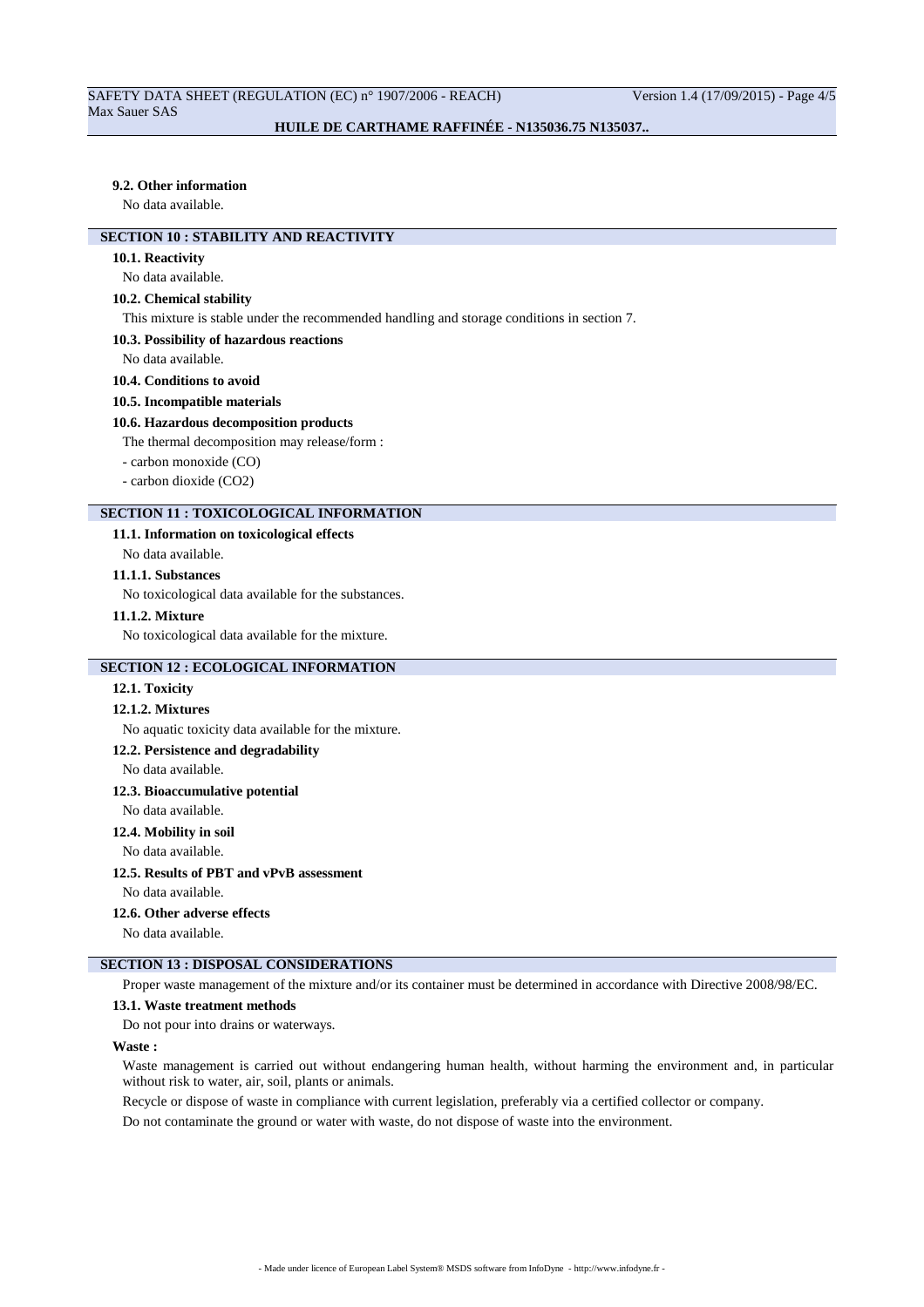### 9.2. Other information

No data available.

## SECTION 10 : STABILITY AND REACTIVITY

### 10.1. Reactivity

No data available.

### 10.2. Chemical stability

This mixture is stable under the recommended handling and storage conditions in section 7.

### 10.3. Possibility of hazardous reactions

No data available.

### 10.4. Conditions to avoid

### 10.5. Incompatible materials

### 10.6. Hazardous decomposition products

The thermal decomposition may release/form :

- carbon monoxide (CO)
- carbon dioxide ($CO_2$)

## SECTION 11 : TOXICOLOGICAL INFORMATION

### 11.1. Information on toxicological effects

No data available.

#### 11.1.1. Substances

No toxicological data available for the substances.

#### 11.1.2. Mixture

No toxicological data available for the mixture.

## SECTION 12 : ECOLOGICAL INFORMATION

### 12.1. Toxicity

#### 12.1.2. Mixtures

No aquatic toxicity data available for the mixture.

### 12.2. Persistence and degradability

No data available.

### 12.3. Bioaccumulative potential

No data available.

### 12.4. Mobility in soil

No data available.

### 12.5. Results of PBT and vPvB assessment

No data available.

### 12.6. Other adverse effects

No data available.

## SECTION 13 : DISPOSAL CONSIDERATIONS

Proper waste management of the mixture and/or its container must be determined in accordance with Directive 2008/98/EC.

### 13.1. Waste treatment methods

Do not pour into drains or waterways.

**Waste :**

Waste management is carried out without endangering human health, without harming the environment and, in particular without risk to water, air, soil, plants or animals.

Recycle or dispose of waste in compliance with current legislation, preferably via a certified collector or company.

Do not contaminate the ground or water with waste, do not dispose of waste into the environment.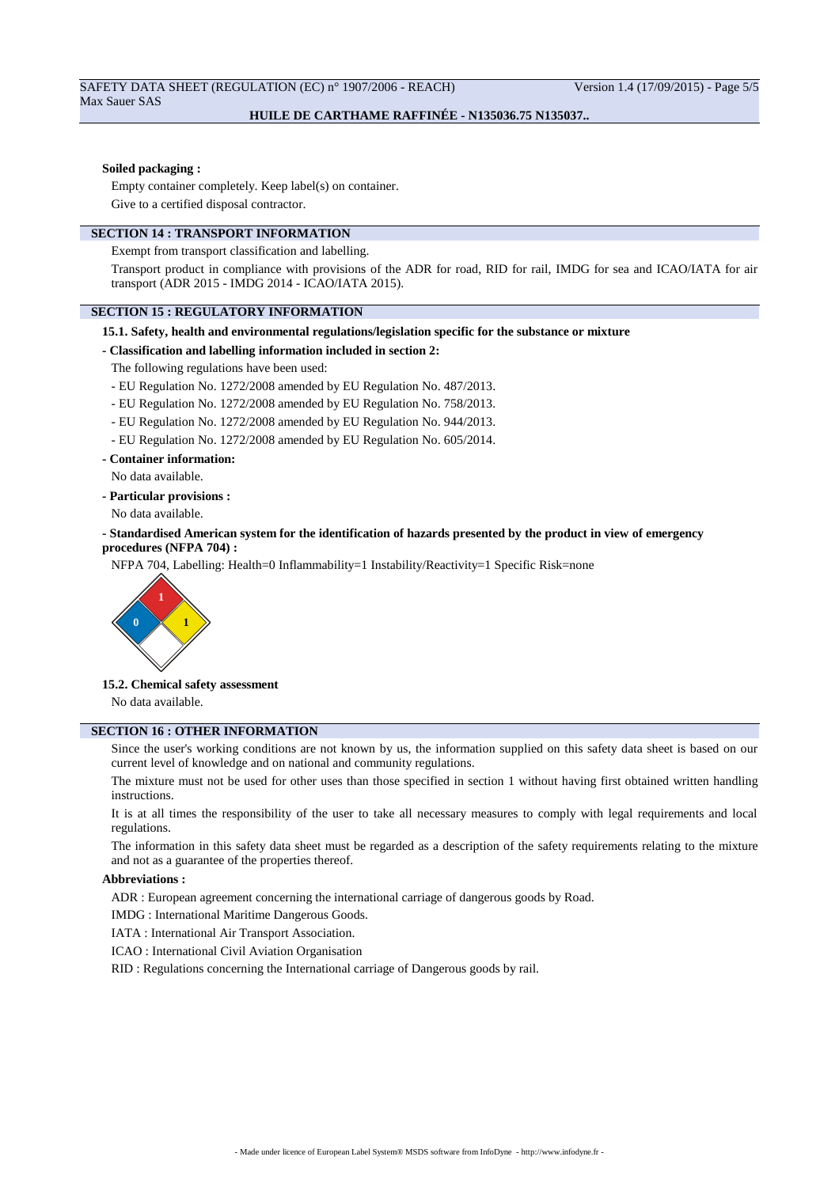**Soiled packaging :**

Empty container completely. Keep label(s) on container.

Give to a certified disposal contractor.

## SECTION 14 : TRANSPORT INFORMATION

Exempt from transport classification and labelling.

Transport product in compliance with provisions of the ADR for road, RID for rail, IMDG for sea and ICAO/IATA for air transport (ADR 2015 - IMDG 2014 - ICAO/IATA 2015).

## SECTION 15 : REGULATORY INFORMATION

### 15.1. Safety, health and environmental regulations/legislation specific for the substance or mixture

**- Classification and labelling information included in section 2:**

The following regulations have been used:

- EU Regulation No. 1272/2008 amended by EU Regulation No. 487/2013.
- EU Regulation No. 1272/2008 amended by EU Regulation No. 758/2013.
- EU Regulation No. 1272/2008 amended by EU Regulation No. 944/2013.
- EU Regulation No. 1272/2008 amended by EU Regulation No. 605/2014.

**- Container information:**

No data available.

**- Particular provisions :**

No data available.

**- Standardised American system for the identification of hazards presented by the product in view of emergency procedures (NFPA 704) :**

NFPA 704, Labelling: Health=0 Inflammability=1 Instability/Reactivity=1 Specific Risk=none

1

0

1

### 15.2. Chemical safety assessment

No data available.

## SECTION 16 : OTHER INFORMATION

Since the user's working conditions are not known by us, the information supplied on this safety data sheet is based on our current level of knowledge and on national and community regulations.

The mixture must not be used for other uses than those specified in section 1 without having first obtained written handling instructions.

It is at all times the responsibility of the user to take all necessary measures to comply with legal requirements and local regulations.

The information in this safety data sheet must be regarded as a description of the safety requirements relating to the mixture and not as a guarantee of the properties thereof.

**Abbreviations :**

ADR : European agreement concerning the international carriage of dangerous goods by Road.

IMDG : International Maritime Dangerous Goods.

IATA : International Air Transport Association.

ICAO : International Civil Aviation Organisation

RID : Regulations concerning the International carriage of Dangerous goods by rail.